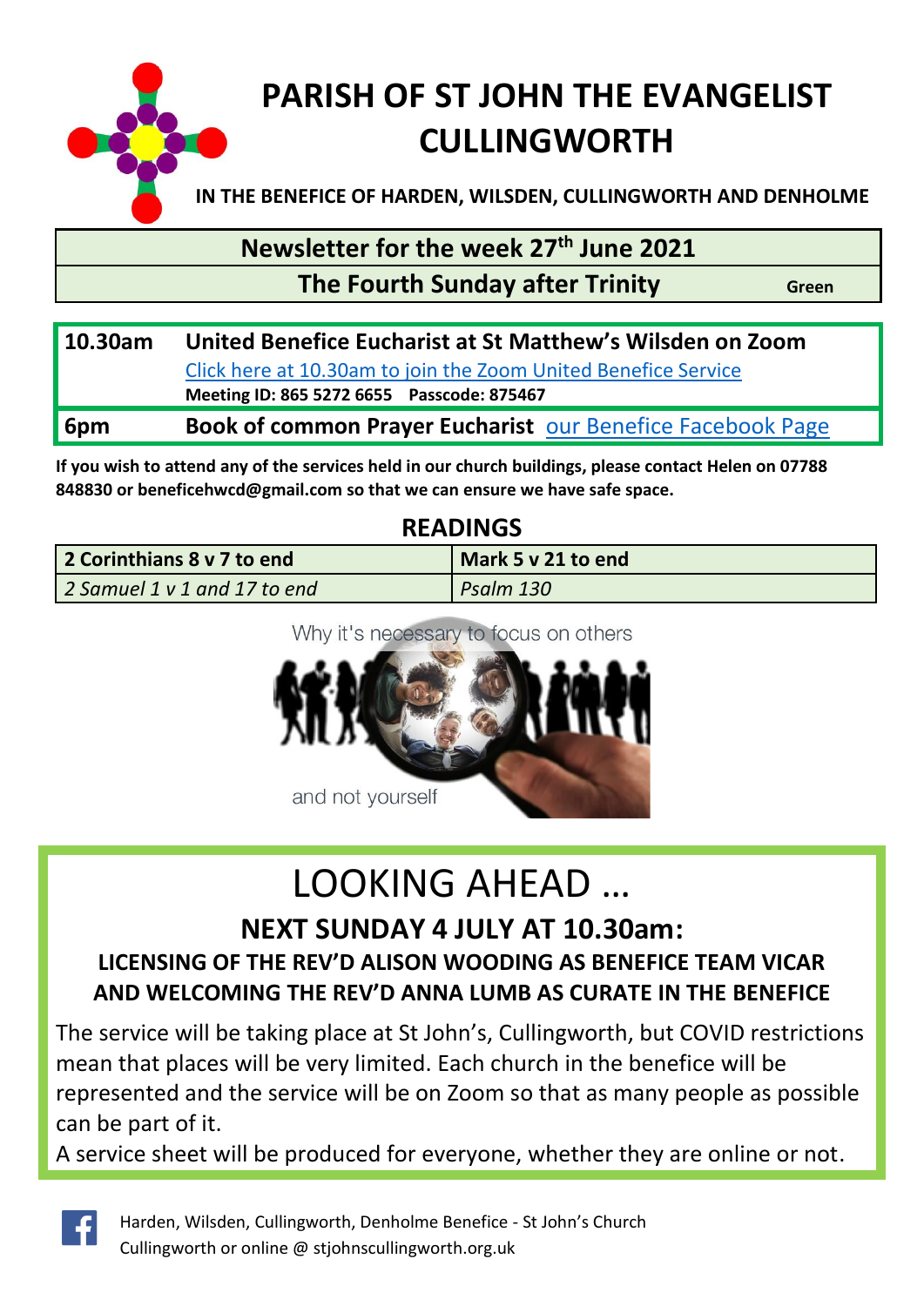# PARISH OF ST JOHN THE EVANGELIST CULLINGWORTH

**IN THE BENEFICE OF HARDEN, WILSDEN, CULLINGWORTH AND DENHOLME**

## Newsletter for the week 27th June 2021

**The Fourth Sunday after Trinity** **Green**

| | |
|---|---|
| **10.30am** | **United Benefice Eucharist at St Matthew's Wilsden on Zoom**<br>Click here at 10.30am to join the Zoom United Benefice Service<br>**Meeting ID: 865 5272 6655 Passcode: 875467** |
| **6pm** | **Book of common Prayer Eucharist** our Benefice Facebook Page |

**If you wish to attend any of the services held in our church buildings, please contact Helen on 07788 848830 or beneficehwcd@gmail.com so that we can ensure we have safe space.**

## READINGS

| | |
|---|---|
| **2 Corinthians 8 v 7 to end** | **Mark 5 v 21 to end** |
| *2 Samuel 1 v 1 and 17 to end* | *Psalm 130* |

Why it's necessary to focus on others

and not yourself

# LOOKING AHEAD …

## NEXT SUNDAY 4 JULY AT 10.30am:

### LICENSING OF THE REV'D ALISON WOODING AS BENEFICE TEAM VICAR AND WELCOMING THE REV'D ANNA LUMB AS CURATE IN THE BENEFICE

The service will be taking place at St John's, Cullingworth, but COVID restrictions mean that places will be very limited. Each church in the benefice will be represented and the service will be on Zoom so that as many people as possible can be part of it.

A service sheet will be produced for everyone, whether they are online or not.

Harden, Wilsden, Cullingworth, Denholme Benefice - St John's Church Cullingworth or online @ stjohnscullingworth.org.uk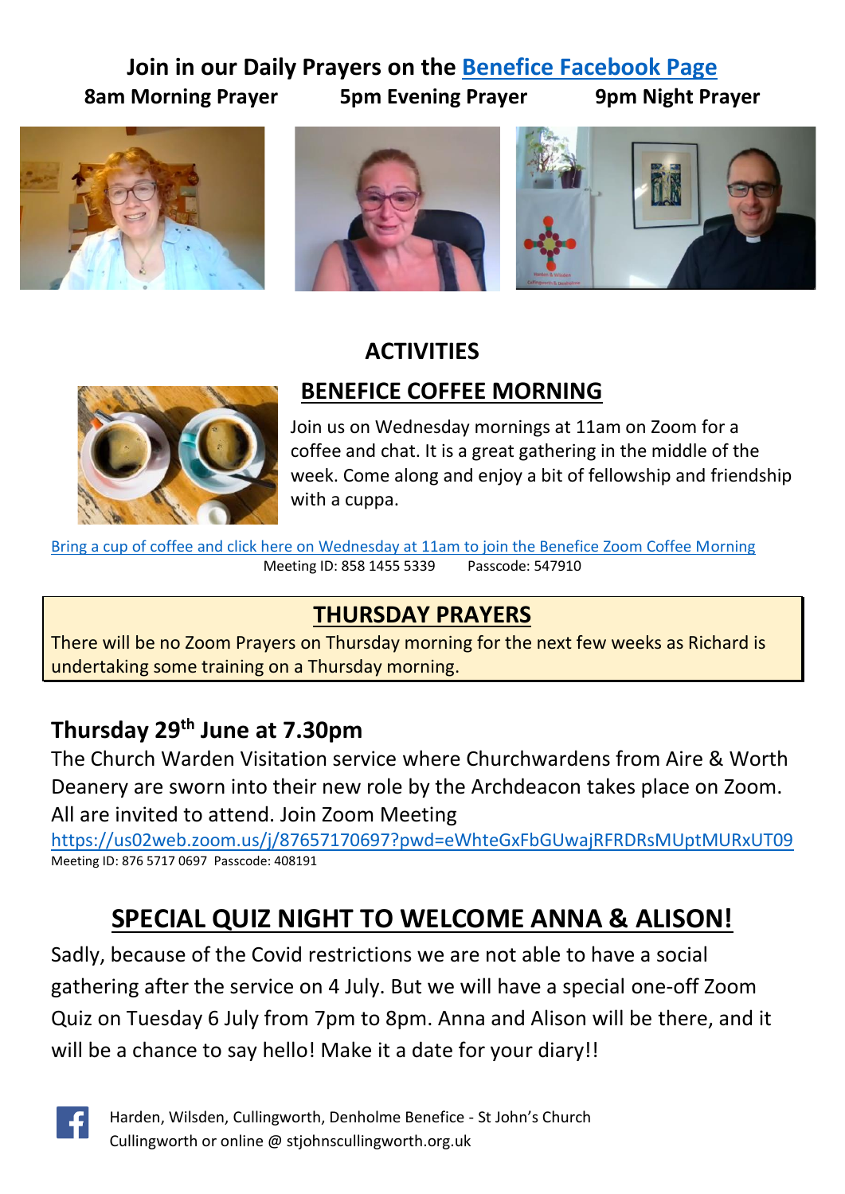# Join in our Daily Prayers on the Benefice Facebook Page

**8am Morning Prayer** **5pm Evening Prayer** **9pm Night Prayer**

## ACTIVITIES

### BENEFICE COFFEE MORNING

Join us on Wednesday mornings at 11am on Zoom for a coffee and chat. It is a great gathering in the middle of the week. Come along and enjoy a bit of fellowship and friendship with a cuppa.

Bring a cup of coffee and click here on Wednesday at 11am to join the Benefice Zoom Coffee Morning

Meeting ID: 858 1455 5339 Passcode: 547910

### THURSDAY PRAYERS

There will be no Zoom Prayers on Thursday morning for the next few weeks as Richard is undertaking some training on a Thursday morning.

### Thursday 29th June at 7.30pm

The Church Warden Visitation service where Churchwardens from Aire & Worth Deanery are sworn into their new role by the Archdeacon takes place on Zoom. All are invited to attend. Join Zoom Meeting

https://us02web.zoom.us/j/87657170697?pwd=eWhteGxFbGUwajRFRDRsMUptMURxUT09

Meeting ID: 876 5717 0697 Passcode: 408191

## SPECIAL QUIZ NIGHT TO WELCOME ANNA & ALISON!

Sadly, because of the Covid restrictions we are not able to have a social gathering after the service on 4 July. But we will have a special one-off Zoom Quiz on Tuesday 6 July from 7pm to 8pm. Anna and Alison will be there, and it will be a chance to say hello! Make it a date for your diary!!

Harden, Wilsden, Cullingworth, Denholme Benefice - St John's Church Cullingworth or online @ stjohnscullingworth.org.uk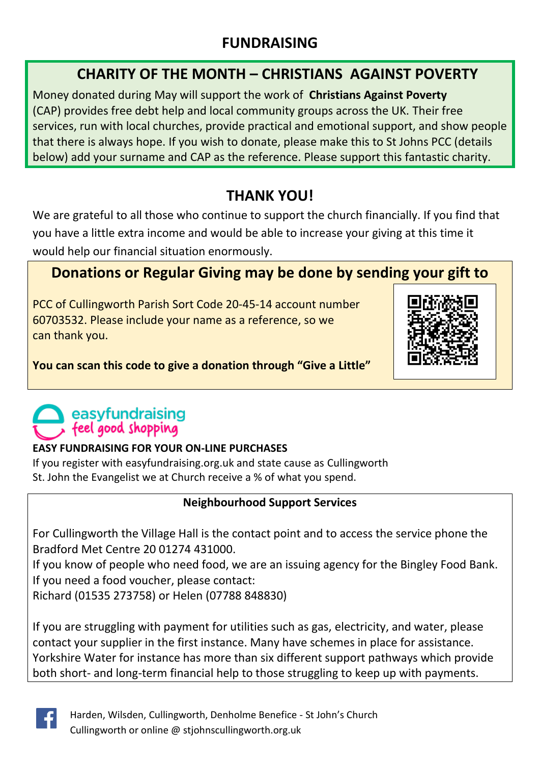# FUNDRAISING

## CHARITY OF THE MONTH – CHRISTIANS AGAINST POVERTY

Money donated during May will support the work of **Christians Against Poverty** (CAP) provides free debt help and local community groups across the UK. Their free services, run with local churches, provide practical and emotional support, and show people that there is always hope. If you wish to donate, please make this to St Johns PCC (details below) add your surname and CAP as the reference. Please support this fantastic charity.

## THANK YOU!

We are grateful to all those who continue to support the church financially. If you find that you have a little extra income and would be able to increase your giving at this time it would help our financial situation enormously.

## Donations or Regular Giving may be done by sending your gift to

PCC of Cullingworth Parish Sort Code 20-45-14 account number 60703532. Please include your name as a reference, so we can thank you.

**You can scan this code to give a donation through "Give a Little"**

easyfundraising
feel good shopping

**EASY FUNDRAISING FOR YOUR ON-LINE PURCHASES**

If you register with easyfundraising.org.uk and state cause as Cullingworth St. John the Evangelist we at Church receive a % of what you spend.

### Neighbourhood Support Services

For Cullingworth the Village Hall is the contact point and to access the service phone the Bradford Met Centre 20 01274 431000.
If you know of people who need food, we are an issuing agency for the Bingley Food Bank.
If you need a food voucher, please contact:
Richard (01535 273758) or Helen (07788 848830)

If you are struggling with payment for utilities such as gas, electricity, and water, please contact your supplier in the first instance. Many have schemes in place for assistance. Yorkshire Water for instance has more than six different support pathways which provide both short- and long-term financial help to those struggling to keep up with payments.

Harden, Wilsden, Cullingworth, Denholme Benefice - St John's Church Cullingworth or online @ stjohnscullingworth.org.uk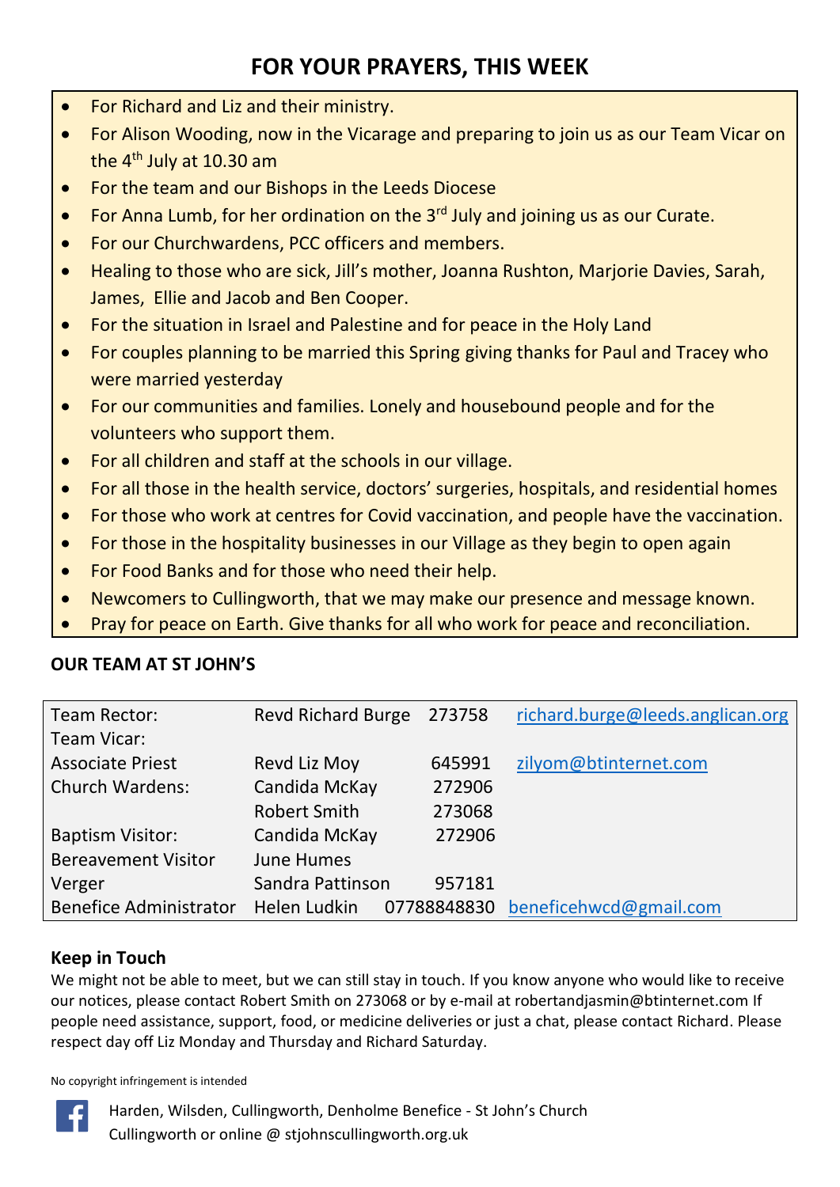## FOR YOUR PRAYERS, THIS WEEK

- For Richard and Liz and their ministry.
- For Alison Wooding, now in the Vicarage and preparing to join us as our Team Vicar on the 4th July at 10.30 am
- For the team and our Bishops in the Leeds Diocese
- For Anna Lumb, for her ordination on the 3rd July and joining us as our Curate.
- For our Churchwardens, PCC officers and members.
- Healing to those who are sick, Jill's mother, Joanna Rushton, Marjorie Davies, Sarah, James, Ellie and Jacob and Ben Cooper.
- For the situation in Israel and Palestine and for peace in the Holy Land
- For couples planning to be married this Spring giving thanks for Paul and Tracey who were married yesterday
- For our communities and families. Lonely and housebound people and for the volunteers who support them.
- For all children and staff at the schools in our village.
- For all those in the health service, doctors' surgeries, hospitals, and residential homes
- For those who work at centres for Covid vaccination, and people have the vaccination.
- For those in the hospitality businesses in our Village as they begin to open again
- For Food Banks and for those who need their help.
- Newcomers to Cullingworth, that we may make our presence and message known.
- Pray for peace on Earth. Give thanks for all who work for peace and reconciliation.

### OUR TEAM AT ST JOHN'S

| | | | |
|---|---|---|---|
| Team Rector: | Revd Richard Burge | 273758 | richard.burge@leeds.anglican.org |
| Team Vicar: | | | |
| Associate Priest | Revd Liz Moy | 645991 | zilyom@btinternet.com |
| Church Wardens: | Candida McKay | 272906 | |
| | Robert Smith | 273068 | |
| Baptism Visitor: | Candida McKay | 272906 | |
| Bereavement Visitor | June Humes | | |
| Verger | Sandra Pattinson | 957181 | |
| Benefice Administrator | Helen Ludkin | 07788848830 | beneficehwcd@gmail.com |

### Keep in Touch

We might not be able to meet, but we can still stay in touch. If you know anyone who would like to receive our notices, please contact Robert Smith on 273068 or by e-mail at robertandjasmin@btinternet.com If people need assistance, support, food, or medicine deliveries or just a chat, please contact Richard. Please respect day off Liz Monday and Thursday and Richard Saturday.

No copyright infringement is intended

Harden, Wilsden, Cullingworth, Denholme Benefice - St John's Church Cullingworth or online @ stjohnscullingworth.org.uk